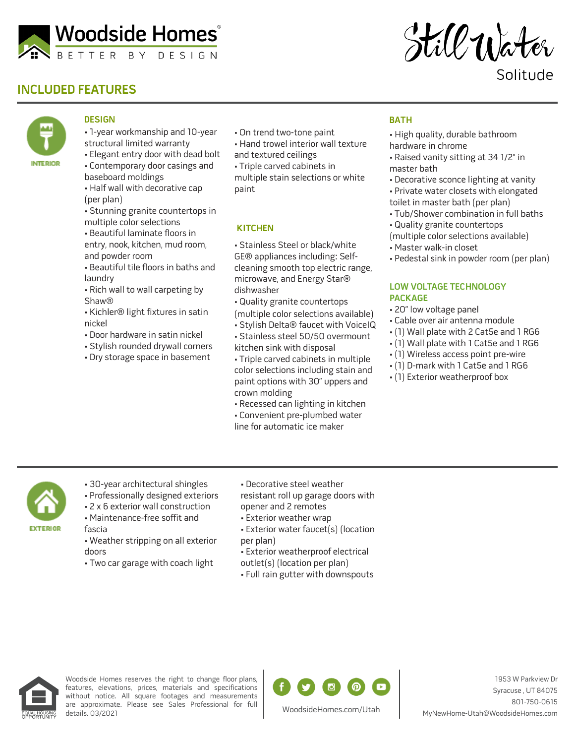# Woodside Homes

BETTER BY DESIGN

Still Water

Solitude

## INCLUDED FEATURES

INTERIOR

### DESIGN

- 1-year workmanship and 10-year structural limited warranty
- Elegant entry door with dead bolt
- Contemporary door casings and baseboard moldings
- Half wall with decorative cap (per plan)
- Stunning granite countertops in multiple color selections
- Beautiful laminate floors in entry, nook, kitchen, mud room, and powder room
- Beautiful tile floors in baths and laundry
- Rich wall to wall carpeting by Shaw®
- Kichler® light fixtures in satin nickel
- Door hardware in satin nickel
- Stylish rounded drywall corners
- Dry storage space in basement
- On trend two-tone paint
- Hand trowel interior wall texture and textured ceilings
- Triple carved cabinets in multiple stain selections or white paint

### KITCHEN

- Stainless Steel or black/white GE® appliances including: Self-cleaning smooth top electric range, microwave, and Energy Star® dishwasher
- Quality granite countertops (multiple color selections available)
- Stylish Delta® faucet with VoiceIQ
- Stainless steel 50/50 overmount kitchen sink with disposal
- Triple carved cabinets in multiple color selections including stain and paint options with 30" uppers and crown molding
- Recessed can lighting in kitchen
- Convenient pre-plumbed water line for automatic ice maker

### BATH

- High quality, durable bathroom hardware in chrome
- Raised vanity sitting at 34 1/2" in master bath
- Decorative sconce lighting at vanity
- Private water closets with elongated toilet in master bath (per plan)
- Tub/Shower combination in full baths
- Quality granite countertops (multiple color selections available)
- Master walk-in closet
- Pedestal sink in powder room (per plan)

### LOW VOLTAGE TECHNOLOGY PACKAGE

- 20" low voltage panel
- Cable over air antenna module
- (1) Wall plate with 2 Cat5e and 1 RG6
- (1) Wall plate with 1 Cat5e and 1 RG6
- (1) Wireless access point pre-wire
- (1) D-mark with 1 Cat5e and 1 RG6
- (1) Exterior weatherproof box

EXTERIOR

- 30-year architectural shingles
- Professionally designed exteriors
- 2 x 6 exterior wall construction
- Maintenance-free soffit and fascia
- Weather stripping on all exterior doors
- Two car garage with coach light
- Decorative steel weather resistant roll up garage doors with opener and 2 remotes
- Exterior weather wrap
- Exterior water faucet(s) (location per plan)
- Exterior weatherproof electrical outlet(s) (location per plan)
- Full rain gutter with downspouts

EQUAL HOUSING OPPORTUNITY

Woodside Homes reserves the right to change floor plans, features, elevations, prices, materials and specifications without notice. All square footages and measurements are approximate. Please see Sales Professional for full details. 03/2021

WoodsideHomes.com/Utah

1953 W Parkview Dr
Syracuse , UT 84075
801-750-0615
MyNewHome-Utah@WoodsideHomes.com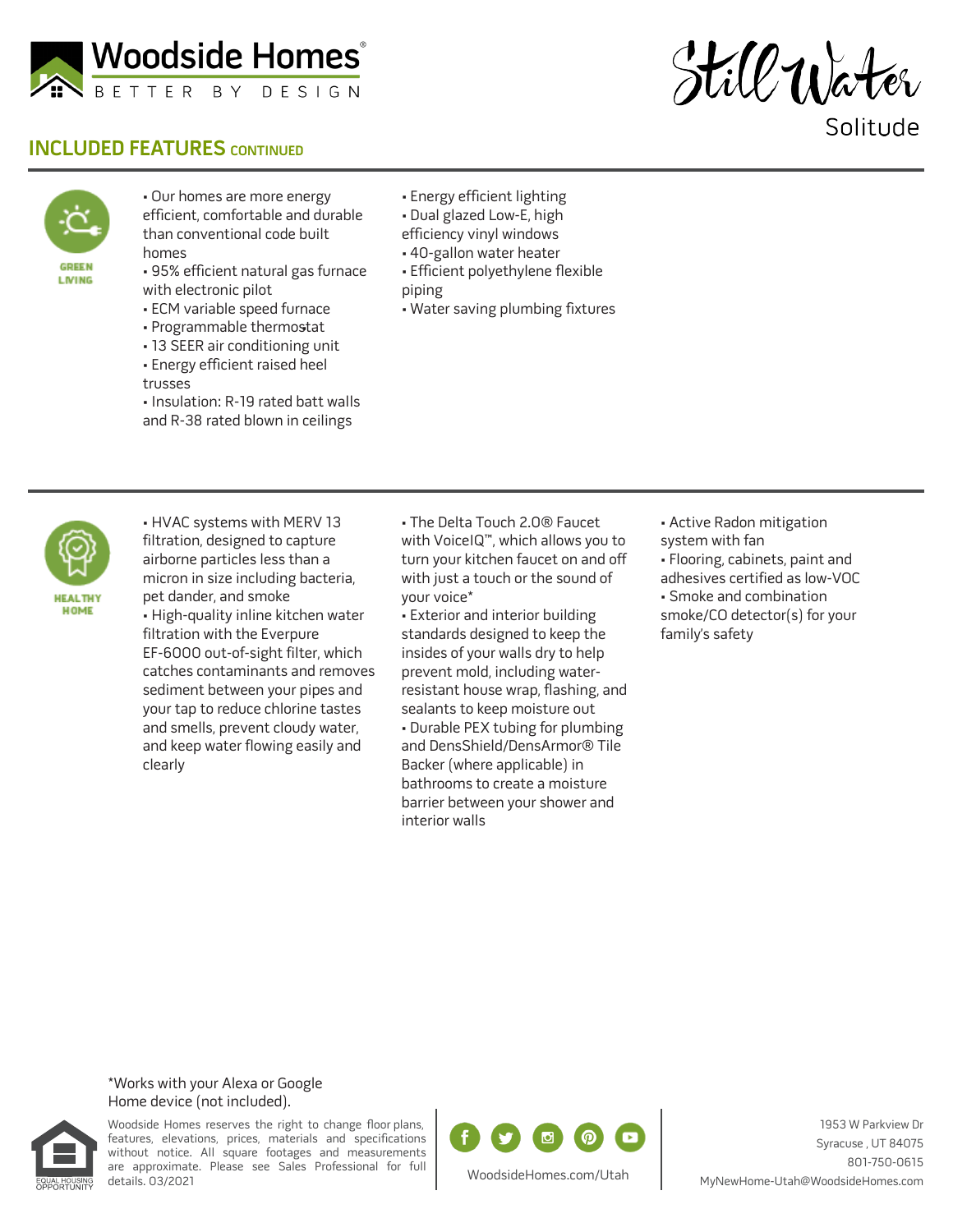Woodside Homes®
BETTER BY DESIGN

Still Water
Solitude

## INCLUDED FEATURES CONTINUED

### GREEN LIVING

- Our homes are more energy efficient, comfortable and durable than conventional code built homes
- 95% efficient natural gas furnace with electronic pilot
- ECM variable speed furnace
- Programmable thermostat
- 13 SEER air conditioning unit
- Energy efficient raised heel trusses
- Insulation: R-19 rated batt walls and R-38 rated blown in ceilings
- Energy efficient lighting
- Dual glazed Low-E, high efficiency vinyl windows
- 40-gallon water heater
- Efficient polyethylene flexible piping
- Water saving plumbing fixtures

### HEALTHY HOME

- HVAC systems with MERV 13 filtration, designed to capture airborne particles less than a micron in size including bacteria, pet dander, and smoke
- High-quality inline kitchen water filtration with the Everpure EF-6000 out-of-sight filter, which catches contaminants and removes sediment between your pipes and your tap to reduce chlorine tastes and smells, prevent cloudy water, and keep water flowing easily and clearly
- The Delta Touch 2.0® Faucet with VoiceIQ™, which allows you to turn your kitchen faucet on and off with just a touch or the sound of your voice*
- Exterior and interior building standards designed to keep the insides of your walls dry to help prevent mold, including water-resistant house wrap, flashing, and sealants to keep moisture out
- Durable PEX tubing for plumbing and DensShield/DensArmor® Tile Backer (where applicable) in bathrooms to create a moisture barrier between your shower and interior walls
- Active Radon mitigation system with fan
- Flooring, cabinets, paint and adhesives certified as low-VOC
- Smoke and combination smoke/CO detector(s) for your family's safety

*Works with your Alexa or Google Home device (not included).

Woodside Homes reserves the right to change floor plans, features, elevations, prices, materials and specifications without notice. All square footages and measurements are approximate. Please see Sales Professional for full details. 03/2021

EQUAL HOUSING OPPORTUNITY

WoodsideHomes.com/Utah

1953 W Parkview Dr
Syracuse , UT 84075
801-750-0615
MyNewHome-Utah@WoodsideHomes.com